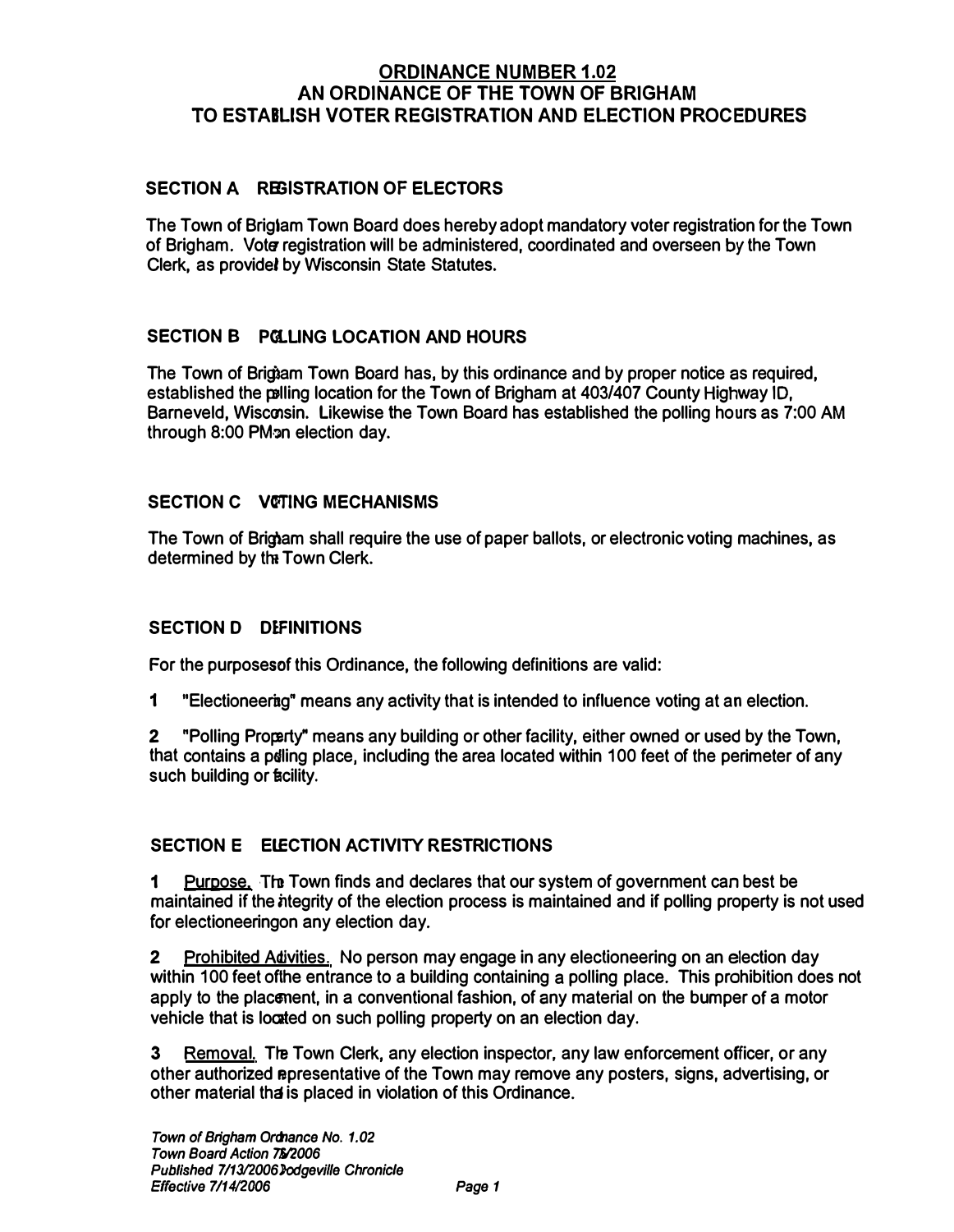# ORDINANCE NUMBER 1.02
## AN ORDINANCE OF THE TOWN OF BRIGHAM TO ESTABLISH VOTER REGISTRATION AND ELECTION PROCEDURES

### SECTION A REGISTRATION OF ELECTORS

The Town of Brigham Town Board does hereby adopt mandatory voter registration for the Town of Brigham. Voter registration will be administered, coordinated and overseen by the Town Clerk, as provided by Wisconsin State Statutes.

### SECTION B POLLING LOCATION AND HOURS

The Town of Brigham Town Board has, by this ordinance and by proper notice as required, established the polling location for the Town of Brigham at 403/407 County Highway ID, Barneveld, Wisconsin. Likewise the Town Board has established the polling hours as 7:00 AM through 8:00 PM on election day.

### SECTION C VOTING MECHANISMS

The Town of Brigham shall require the use of paper ballots, or electronic voting machines, as determined by the Town Clerk.

### SECTION D DEFINITIONS

For the purposes of this Ordinance, the following definitions are valid:

1 "Electioneering" means any activity that is intended to influence voting at an election.

2 "Polling Property" means any building or other facility, either owned or used by the Town, that contains a polling place, including the area located within 100 feet of the perimeter of any such building or facility.

### SECTION E ELECTION ACTIVITY RESTRICTIONS

1 Purpose. The Town finds and declares that our system of government can best be maintained if the integrity of the election process is maintained and if polling property is not used for electioneering on any election day.

2 Prohibited Activities. No person may engage in any electioneering on an election day within 100 feet of the entrance to a building containing a polling place. This prohibition does not apply to the placement, in a conventional fashion, of any material on the bumper of a motor vehicle that is located on such polling property on an election day.

3 Removal. The Town Clerk, any election inspector, any law enforcement officer, or any other authorized representative of the Town may remove any posters, signs, advertising, or other material that is placed in violation of this Ordinance.

*Town of Brigham Ordinance No. 1.02*
*Town Board Action 7/5/2006*
*Published 7/13/2006 Dodgeville Chronicle*
*Effective 7/14/2006*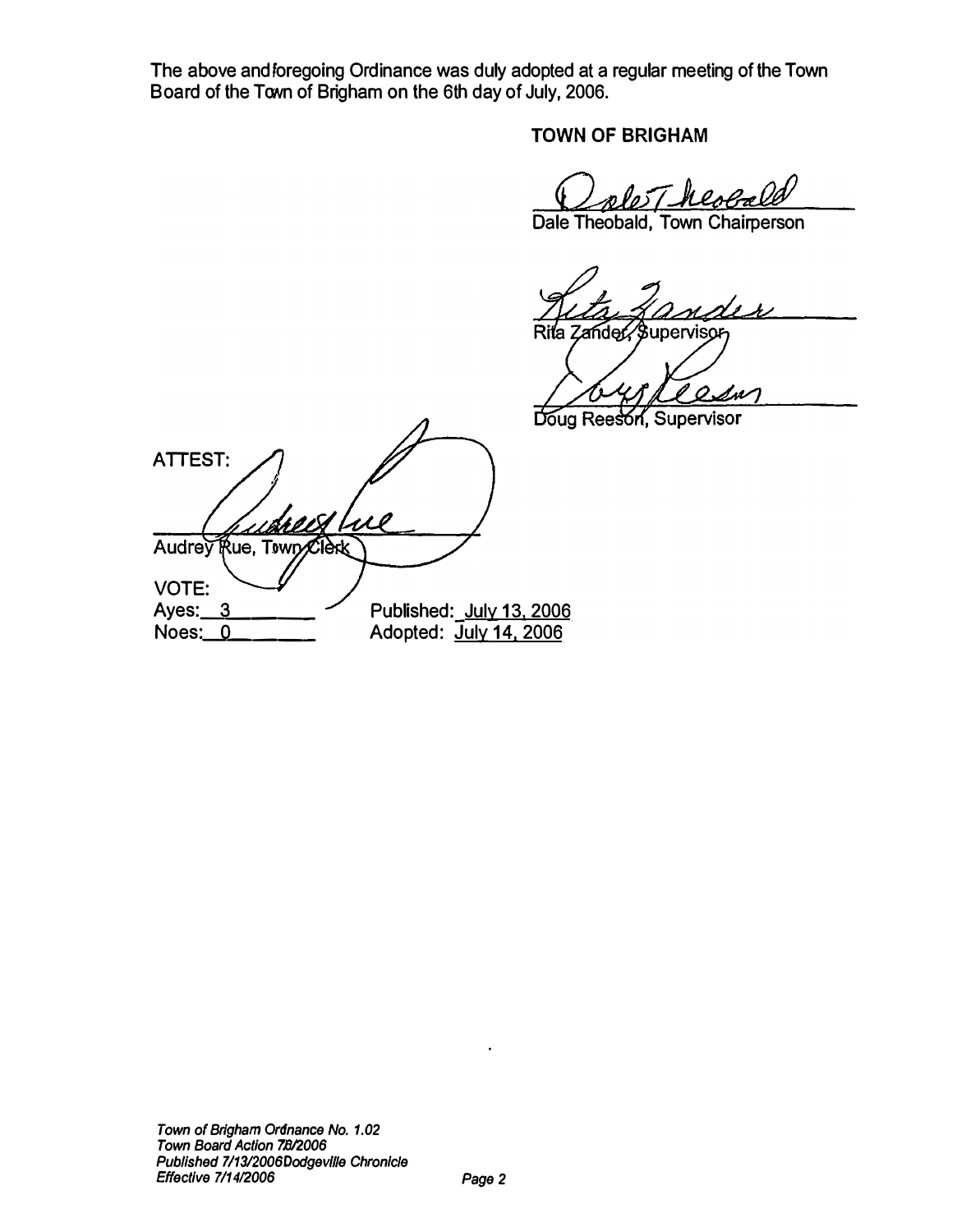The above and foregoing Ordinance was duly adopted at a regular meeting of the Town Board of the Town of Brigham on the 6th day of July, 2006.

**TOWN OF BRIGHAM**

Dale Theobald, Town Chairperson

Rita Zander, Supervisor

Doug Reeson, Supervisor

ATTEST:

Audrey Rue, Town Clerk

VOTE:
Ayes: 3
Noes: 0

Published: July 13, 2006
Adopted: July 14, 2006

*Town of Brigham Ordnance No. 1.02*
*Town Board Action 7/6/2006*
*Published 7/13/2006 Dodgeville Chronicle*
*Effective 7/14/2006*